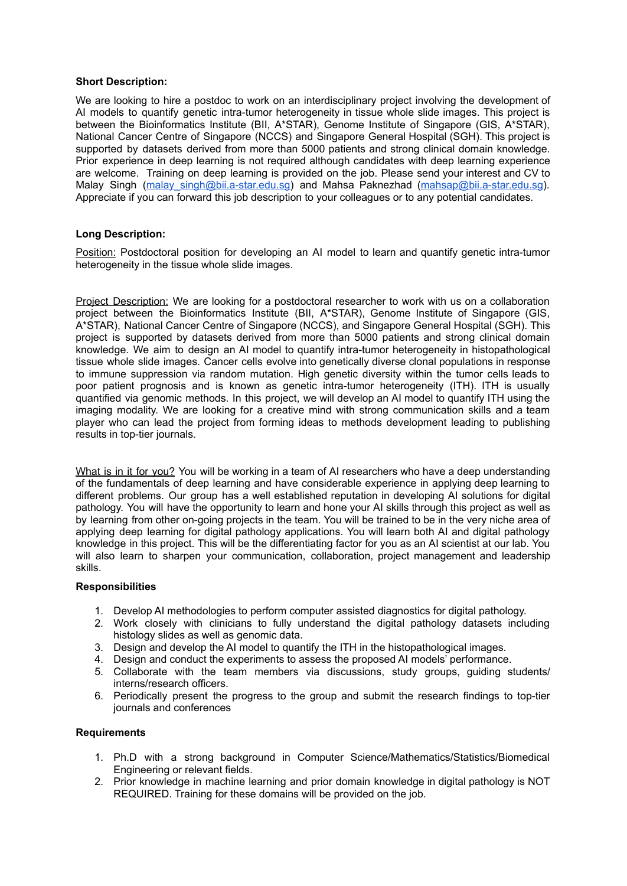**Short Description:**

We are looking to hire a postdoc to work on an interdisciplinary project involving the development of AI models to quantify genetic intra-tumor heterogeneity in tissue whole slide images. This project is between the Bioinformatics Institute (BII, A*STAR), Genome Institute of Singapore (GIS, A*STAR), National Cancer Centre of Singapore (NCCS) and Singapore General Hospital (SGH). This project is supported by datasets derived from more than 5000 patients and strong clinical domain knowledge. Prior experience in deep learning is not required although candidates with deep learning experience are welcome. Training on deep learning is provided on the job. Please send your interest and CV to Malay Singh (malay_singh@bii.a-star.edu.sg) and Mahsa Paknezhad (mahsap@bii.a-star.edu.sg). Appreciate if you can forward this job description to your colleagues or to any potential candidates.

**Long Description:**

Position: Postdoctoral position for developing an AI model to learn and quantify genetic intra-tumor heterogeneity in the tissue whole slide images.

Project Description: We are looking for a postdoctoral researcher to work with us on a collaboration project between the Bioinformatics Institute (BII, A*STAR), Genome Institute of Singapore (GIS, A*STAR), National Cancer Centre of Singapore (NCCS), and Singapore General Hospital (SGH). This project is supported by datasets derived from more than 5000 patients and strong clinical domain knowledge. We aim to design an AI model to quantify intra-tumor heterogeneity in histopathological tissue whole slide images. Cancer cells evolve into genetically diverse clonal populations in response to immune suppression via random mutation. High genetic diversity within the tumor cells leads to poor patient prognosis and is known as genetic intra-tumor heterogeneity (ITH). ITH is usually quantified via genomic methods. In this project, we will develop an AI model to quantify ITH using the imaging modality. We are looking for a creative mind with strong communication skills and a team player who can lead the project from forming ideas to methods development leading to publishing results in top-tier journals.

What is in it for you? You will be working in a team of AI researchers who have a deep understanding of the fundamentals of deep learning and have considerable experience in applying deep learning to different problems. Our group has a well established reputation in developing AI solutions for digital pathology. You will have the opportunity to learn and hone your AI skills through this project as well as by learning from other on-going projects in the team. You will be trained to be in the very niche area of applying deep learning for digital pathology applications. You will learn both AI and digital pathology knowledge in this project. This will be the differentiating factor for you as an AI scientist at our lab. You will also learn to sharpen your communication, collaboration, project management and leadership skills.

**Responsibilities**

1. Develop AI methodologies to perform computer assisted diagnostics for digital pathology.
2. Work closely with clinicians to fully understand the digital pathology datasets including histology slides as well as genomic data.
3. Design and develop the AI model to quantify the ITH in the histopathological images.
4. Design and conduct the experiments to assess the proposed AI models' performance.
5. Collaborate with the team members via discussions, study groups, guiding students/ interns/research officers.
6. Periodically present the progress to the group and submit the research findings to top-tier journals and conferences

**Requirements**

1. Ph.D with a strong background in Computer Science/Mathematics/Statistics/Biomedical Engineering or relevant fields.
2. Prior knowledge in machine learning and prior domain knowledge in digital pathology is NOT REQUIRED. Training for these domains will be provided on the job.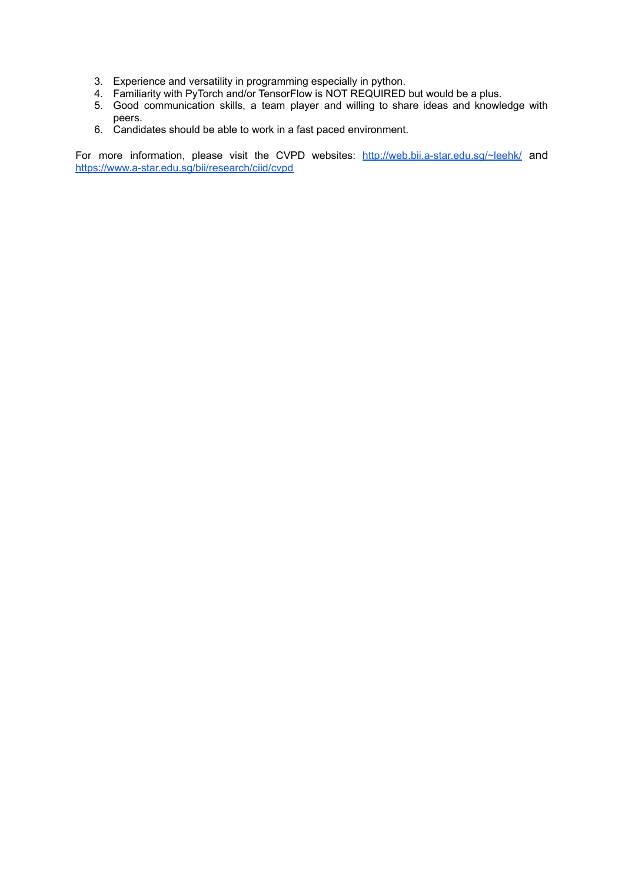3. Experience and versatility in programming especially in python.
4. Familiarity with PyTorch and/or TensorFlow is NOT REQUIRED but would be a plus.
5. Good communication skills, a team player and willing to share ideas and knowledge with peers.
6. Candidates should be able to work in a fast paced environment.

For more information, please visit the CVPD websites: [http://web.bii.a-star.edu.sg/~leehk/](http://web.bii.a-star.edu.sg/~leehk/) and [https://www.a-star.edu.sg/bii/research/ciid/cvpd](https://www.a-star.edu.sg/bii/research/ciid/cvpd)